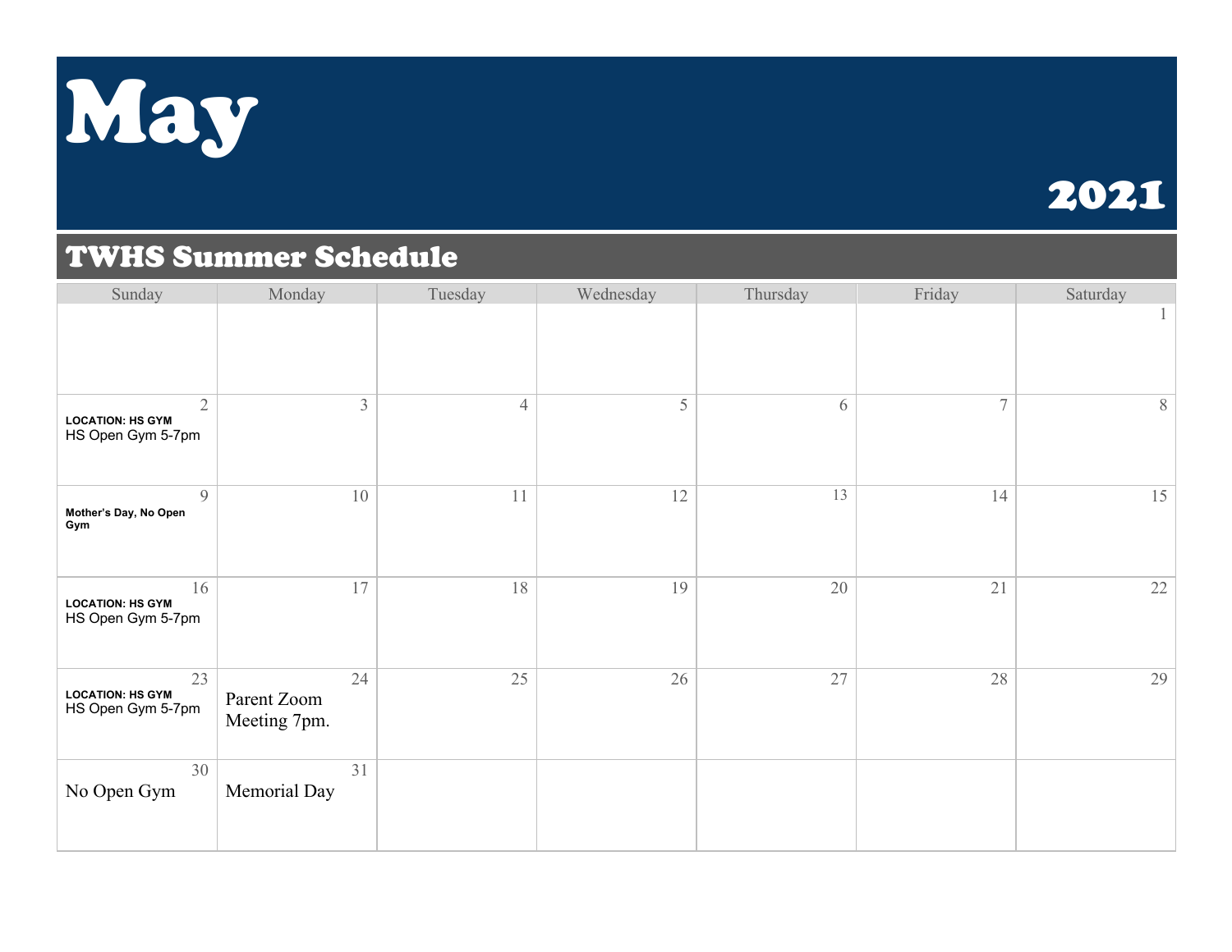# May

2021

## TWHS Summer Schedule

| Sunday | Monday | Tuesday | Wednesday | Thursday | Friday | Saturday |
|---|---|---|---|---|---|---|
| | | | | | | 1 |
| 2 **LOCATION: HS GYM** HS Open Gym 5-7pm | 3 | 4 | 5 | 6 | 7 | 8 |
| 9 **Mother's Day, No Open Gym** | 10 | 11 | 12 | 13 | 14 | 15 |
| 16 **LOCATION: HS GYM** HS Open Gym 5-7pm | 17 | 18 | 19 | 20 | 21 | 22 |
| 23 **LOCATION: HS GYM** HS Open Gym 5-7pm | 24 Parent Zoom Meeting 7pm. | 25 | 26 | 27 | 28 | 29 |
| 30 No Open Gym | 31 Memorial Day | | | | | |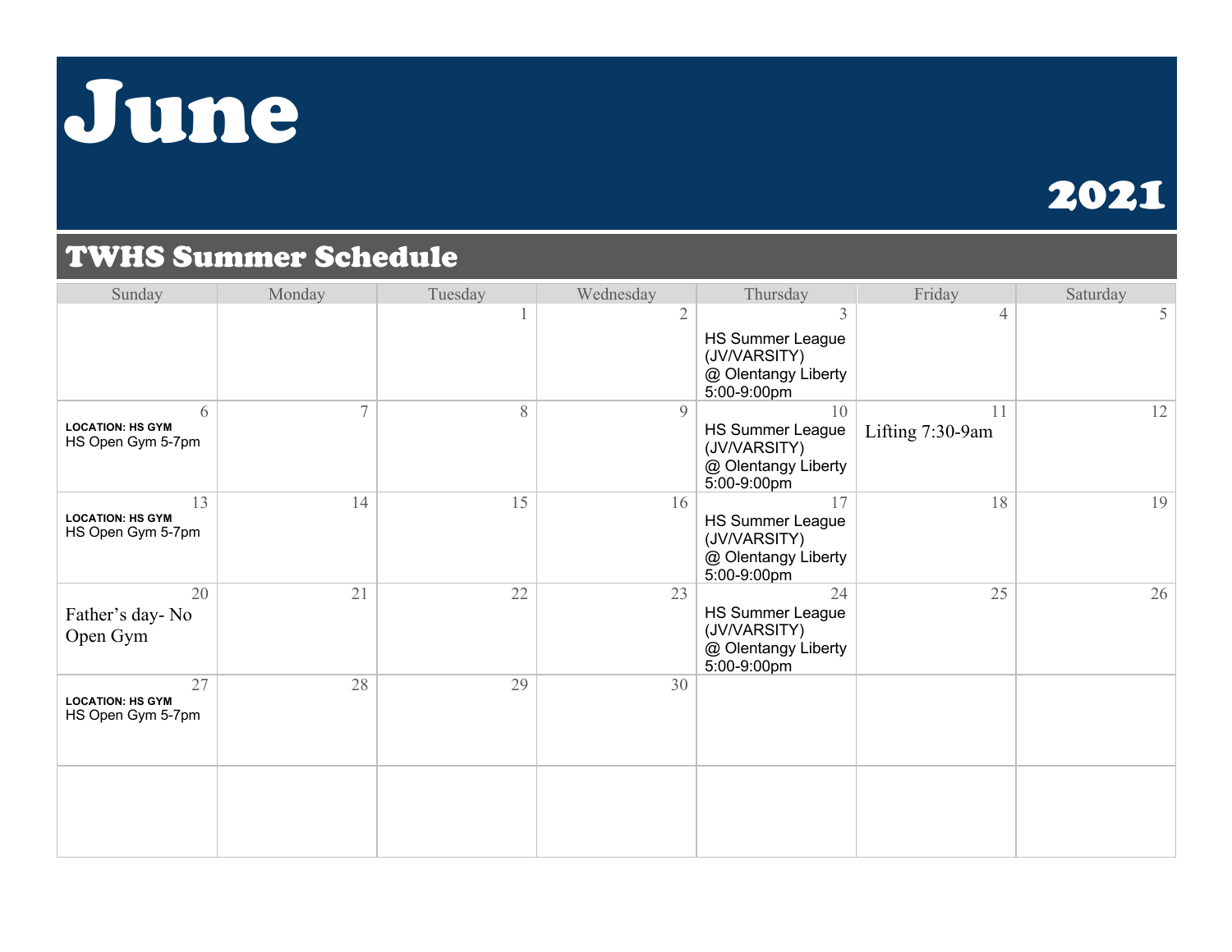# June

## 2021

## TWHS Summer Schedule

| Sunday | Monday | Tuesday | Wednesday | Thursday | Friday | Saturday |
|---|---|---|---|---|---|---|
| | | 1 | 2 | 3<br>HS Summer League (JV/VARSITY) @ Olentangy Liberty 5:00-9:00pm | 4 | 5 |
| 6<br>**LOCATION: HS GYM**<br>HS Open Gym 5-7pm | 7 | 8 | 9 | 10<br>HS Summer League (JV/VARSITY) @ Olentangy Liberty 5:00-9:00pm | 11<br>Lifting 7:30-9am | 12 |
| 13<br>**LOCATION: HS GYM**<br>HS Open Gym 5-7pm | 14 | 15 | 16 | 17<br>HS Summer League (JV/VARSITY) @ Olentangy Liberty 5:00-9:00pm | 18 | 19 |
| 20<br>Father's day- No Open Gym | 21 | 22 | 23 | 24<br>HS Summer League (JV/VARSITY) @ Olentangy Liberty 5:00-9:00pm | 25 | 26 |
| 27<br>**LOCATION: HS GYM**<br>HS Open Gym 5-7pm | 28 | 29 | 30 | | | |
| | | | | | | |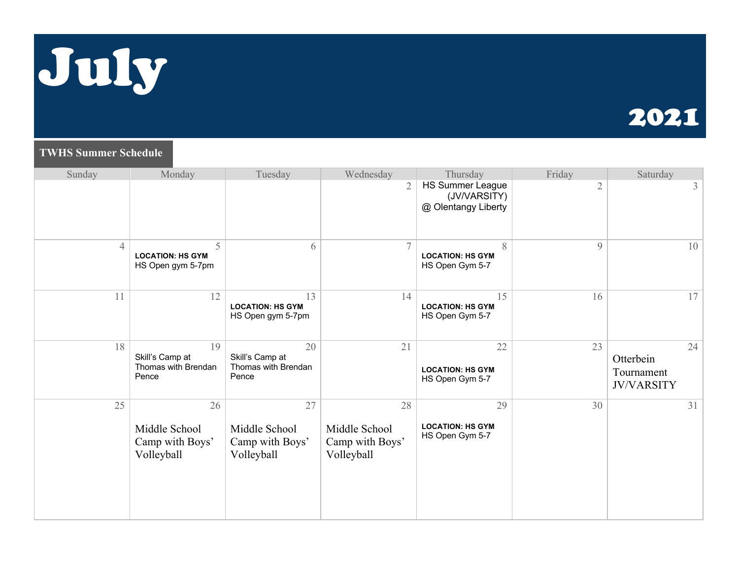# July

## 2021

**TWHS Summer Schedule**

| Sunday | Monday | Tuesday | Wednesday | Thursday | Friday | Saturday |
| --- | --- | --- | --- | --- | --- | --- |
| | | | 2 | HS Summer League (JV/VARSITY) @ Olentangy Liberty | 2 | 3 |
| 4 | 5 **LOCATION: HS GYM** HS Open gym 5-7pm | 6 | 7 | 8 **LOCATION: HS GYM** HS Open Gym 5-7 | 9 | 10 |
| 11 | 12 | 13 **LOCATION: HS GYM** HS Open gym 5-7pm | 14 | 15 **LOCATION: HS GYM** HS Open Gym 5-7 | 16 | 17 |
| 18 | 19 Skill's Camp at Thomas with Brendan Pence | 20 Skill's Camp at Thomas with Brendan Pence | 21 | 22 **LOCATION: HS GYM** HS Open Gym 5-7 | 23 | 24 Otterbein Tournament JV/VARSITY |
| 25 | 26 Middle School Camp with Boys' Volleyball | 27 Middle School Camp with Boys' Volleyball | 28 Middle School Camp with Boys' Volleyball | 29 **LOCATION: HS GYM** HS Open Gym 5-7 | 30 | 31 |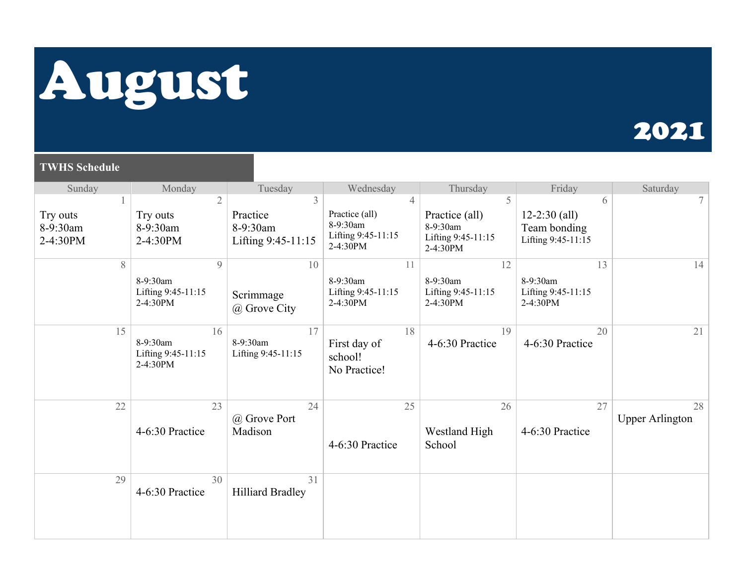# August

## 2021

**TWHS Schedule**

| Sunday | Monday | Tuesday | Wednesday | Thursday | Friday | Saturday |
|---|---|---|---|---|---|---|
| 1<br>Try outs<br>8-9:30am<br>2-4:30PM | 2<br>Try outs<br>8-9:30am<br>2-4:30PM | 3<br>Practice<br>8-9:30am<br>Lifting 9:45-11:15 | 4<br>Practice (all)<br>8-9:30am<br>Lifting 9:45-11:15<br>2-4:30PM | 5<br>Practice (all)<br>8-9:30am<br>Lifting 9:45-11:15<br>2-4:30PM | 6<br>12-2:30 (all)<br>Team bonding<br>Lifting 9:45-11:15 | 7 |
| 8 | 9<br>8-9:30am<br>Lifting 9:45-11:15<br>2-4:30PM | 10<br>Scrimmage<br>@ Grove City | 11<br>8-9:30am<br>Lifting 9:45-11:15<br>2-4:30PM | 12<br>8-9:30am<br>Lifting 9:45-11:15<br>2-4:30PM | 13<br>8-9:30am<br>Lifting 9:45-11:15<br>2-4:30PM | 14 |
| 15 | 16<br>8-9:30am<br>Lifting 9:45-11:15<br>2-4:30PM | 17<br>8-9:30am<br>Lifting 9:45-11:15 | 18<br>First day of school!<br>No Practice! | 19<br>4-6:30 Practice | 20<br>4-6:30 Practice | 21 |
| 22 | 23<br>4-6:30 Practice | 24<br>@ Grove Port Madison | 25<br>4-6:30 Practice | 26<br>Westland High School | 27<br>4-6:30 Practice | 28<br>Upper Arlington |
| 29 | 30<br>4-6:30 Practice | 31<br>Hilliard Bradley | | | | |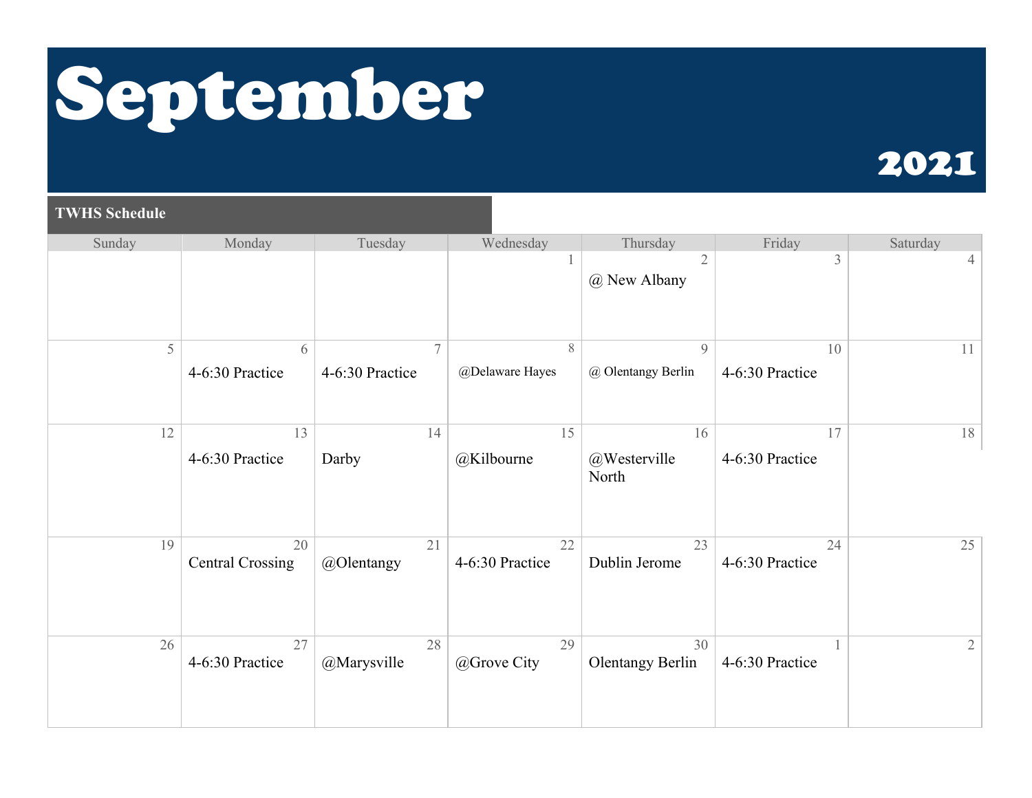# September

## 2021

**TWHS Schedule**

| Sunday | Monday | Tuesday | Wednesday | Thursday | Friday | Saturday |
|---|---|---|---|---|---|---|
| | | | 1 | 2<br>@ New Albany | 3 | 4 |
| 5 | 6<br>4-6:30 Practice | 7<br>4-6:30 Practice | 8<br>@Delaware Hayes | 9<br>@ Olentangy Berlin | 10<br>4-6:30 Practice | 11 |
| 12 | 13<br>4-6:30 Practice | 14<br>Darby | 15<br>@Kilbourne | 16<br>@Westerville North | 17<br>4-6:30 Practice | 18 |
| 19 | 20<br>Central Crossing | 21<br>@Olentangy | 22<br>4-6:30 Practice | 23<br>Dublin Jerome | 24<br>4-6:30 Practice | 25 |
| 26 | 27<br>4-6:30 Practice | 28<br>@Marysville | 29<br>@Grove City | 30<br>Olentangy Berlin | 1<br>4-6:30 Practice | 2 |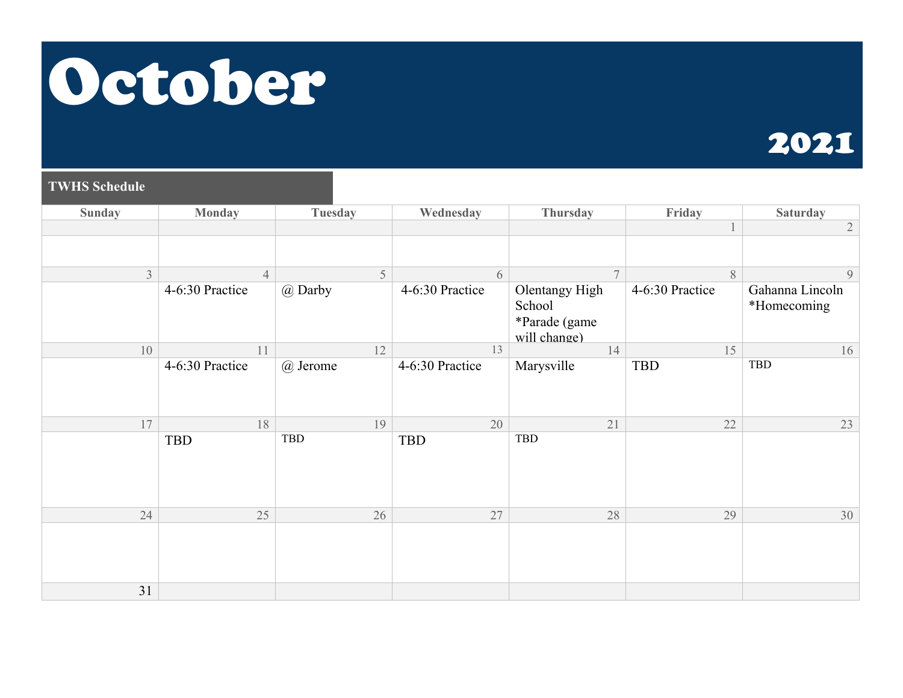# October

## 2021

**TWHS Schedule**

| Sunday | Monday | Tuesday | Wednesday | Thursday | Friday | Saturday |
|---|---|---|---|---|---|---|
| | | | | | 1 | 2 |
| 3 | 4<br>4-6:30 Practice | 5<br>@ Darby | 6<br>4-6:30 Practice | 7<br>Olentangy High School<br>*Parade (game will change) | 8<br>4-6:30 Practice | 9<br>Gahanna Lincoln<br>*Homecoming |
| 10 | 11<br>4-6:30 Practice | 12<br>@ Jerome | 13<br>4-6:30 Practice | 14<br>Marysville | 15<br>TBD | 16<br>TBD |
| 17 | 18<br>TBD | 19<br>TBD | 20<br>TBD | 21<br>TBD | 22 | 23 |
| 24 | 25 | 26 | 27 | 28 | 29 | 30 |
| 31 | | | | | | |